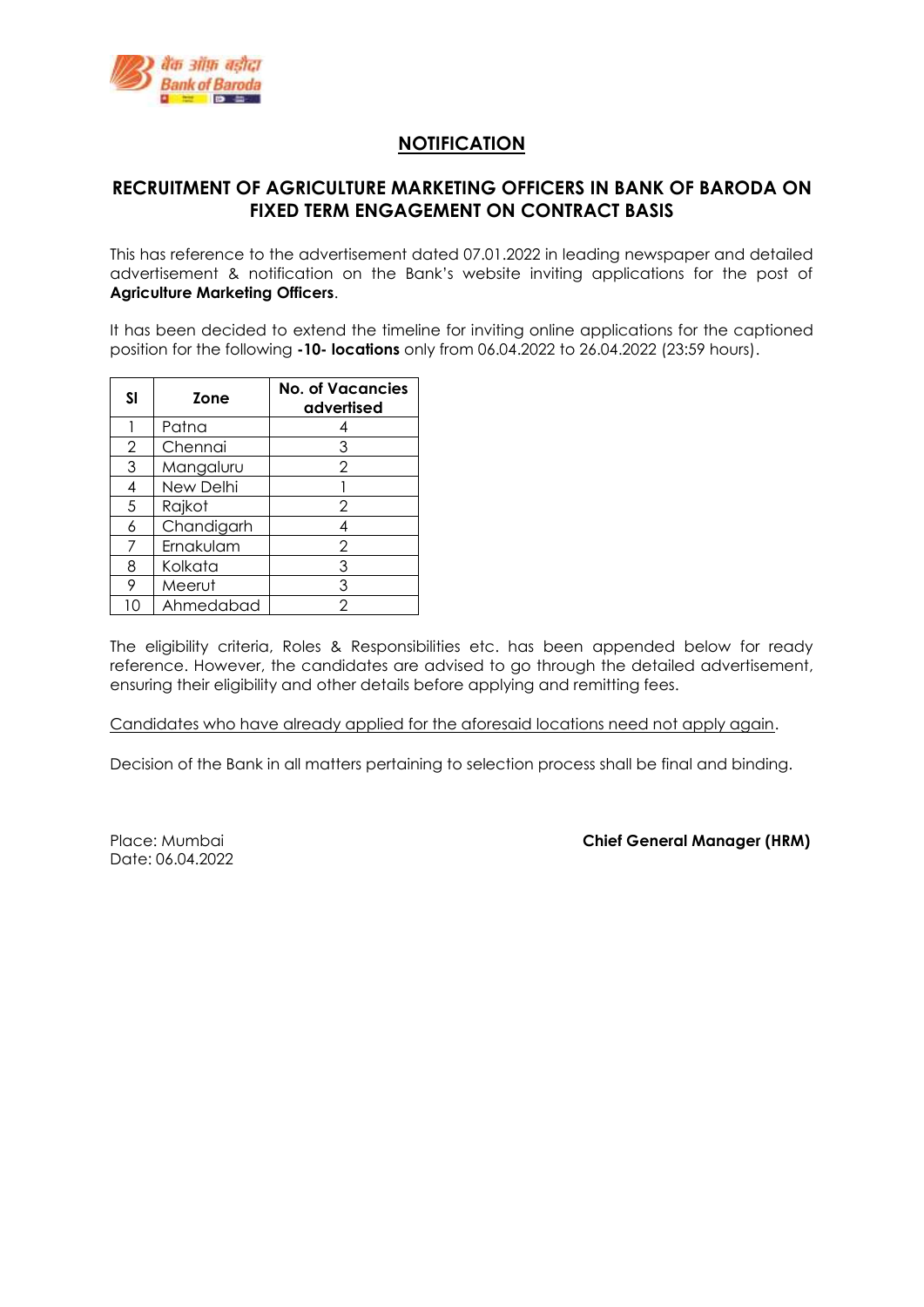## NOTIFICATION

## RECRUITMENT OF AGRICULTURE MARKETING OFFICERS IN BANK OF BARODA ON FIXED TERM ENGAGEMENT ON CONTRACT BASIS

This has reference to the advertisement dated 07.01.2022 in leading newspaper and detailed advertisement & notification on the Bank's website inviting applications for the post of **Agriculture Marketing Officers**.

It has been decided to extend the timeline for inviting online applications for the captioned position for the following **-10- locations** only from 06.04.2022 to 26.04.2022 (23:59 hours).

| Sl | Zone | No. of Vacancies advertised |
|---|---|---|
| 1 | Patna | 4 |
| 2 | Chennai | 3 |
| 3 | Mangaluru | 2 |
| 4 | New Delhi | 1 |
| 5 | Rajkot | 2 |
| 6 | Chandigarh | 4 |
| 7 | Ernakulam | 2 |
| 8 | Kolkata | 3 |
| 9 | Meerut | 3 |
| 10 | Ahmedabad | 2 |

The eligibility criteria, Roles & Responsibilities etc. has been appended below for ready reference. However, the candidates are advised to go through the detailed advertisement, ensuring their eligibility and other details before applying and remitting fees.

Candidates who have already applied for the aforesaid locations need not apply again.

Decision of the Bank in all matters pertaining to selection process shall be final and binding.

Place: Mumbai
Date: 06.04.2022

**Chief General Manager (HRM)**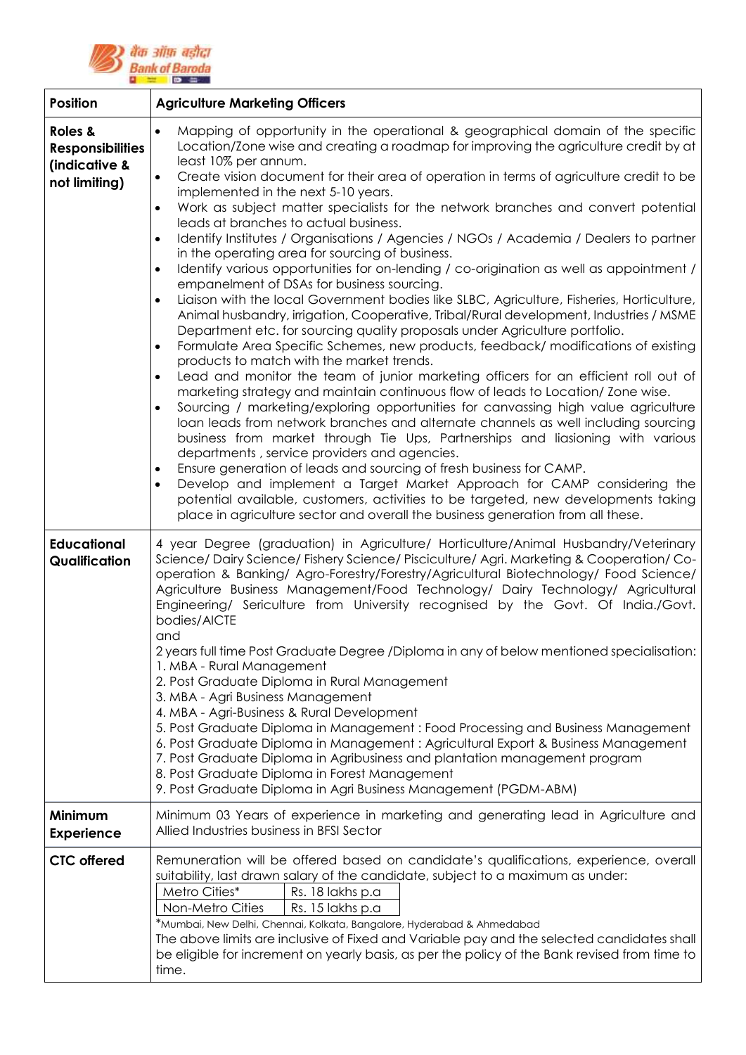| Position | Agriculture Marketing Officers |
|---|---|
| **Roles & Responsibilities (indicative & not limiting)** | • Mapping of opportunity in the operational & geographical domain of the specific Location/Zone wise and creating a roadmap for improving the agriculture credit by at least 10% per annum.<br>• Create vision document for their area of operation in terms of agriculture credit to be implemented in the next 5-10 years.<br>• Work as subject matter specialists for the network branches and convert potential leads at branches to actual business.<br>• Identify Institutes / Organisations / Agencies / NGOs / Academia / Dealers to partner in the operating area for sourcing of business.<br>• Identify various opportunities for on-lending / co-origination as well as appointment / empanelment of DSAs for business sourcing.<br>• Liaison with the local Government bodies like SLBC, Agriculture, Fisheries, Horticulture, Animal husbandry, irrigation, Cooperative, Tribal/Rural development, Industries / MSME Department etc. for sourcing quality proposals under Agriculture portfolio.<br>• Formulate Area Specific Schemes, new products, feedback/ modifications of existing products to match with the market trends.<br>• Lead and monitor the team of junior marketing officers for an efficient roll out of marketing strategy and maintain continuous flow of leads to Location/ Zone wise.<br>• Sourcing / marketing/exploring opportunities for canvassing high value agriculture loan leads from network branches and alternate channels as well including sourcing business from market through Tie Ups, Partnerships and liasioning with various departments , service providers and agencies.<br>• Ensure generation of leads and sourcing of fresh business for CAMP.<br>• Develop and implement a Target Market Approach for CAMP considering the potential available, customers, activities to be targeted, new developments taking place in agriculture sector and overall the business generation from all these. |
| **Educational Qualification** | 4 year Degree (graduation) in Agriculture/ Horticulture/Animal Husbandry/Veterinary Science/ Dairy Science/ Fishery Science/ Pisciculture/ Agri. Marketing & Cooperation/ Co-operation & Banking/ Agro-Forestry/Forestry/Agricultural Biotechnology/ Food Science/ Agriculture Business Management/Food Technology/ Dairy Technology/ Agricultural Engineering/ Sericulture from University recognised by the Govt. Of India./Govt. bodies/AICTE<br>and<br>2 years full time Post Graduate Degree /Diploma in any of below mentioned specialisation:<br>1. MBA - Rural Management<br>2. Post Graduate Diploma in Rural Management<br>3. MBA - Agri Business Management<br>4. MBA - Agri-Business & Rural Development<br>5. Post Graduate Diploma in Management : Food Processing and Business Management<br>6. Post Graduate Diploma in Management : Agricultural Export & Business Management<br>7. Post Graduate Diploma in Agribusiness and plantation management program<br>8. Post Graduate Diploma in Forest Management<br>9. Post Graduate Diploma in Agri Business Management (PGDM-ABM) |
| **Minimum Experience** | Minimum 03 Years of experience in marketing and generating lead in Agriculture and Allied Industries business in BFSI Sector |
| **CTC offered** | Remuneration will be offered based on candidate's qualifications, experience, overall suitability, last drawn salary of the candidate, subject to a maximum as under:<br>Metro Cities* — Rs. 18 lakhs p.a<br>Non-Metro Cities — Rs. 15 lakhs p.a<br>*Mumbai, New Delhi, Chennai, Kolkata, Bangalore, Hyderabad & Ahmedabad<br>The above limits are inclusive of Fixed and Variable pay and the selected candidates shall be eligible for increment on yearly basis, as per the policy of the Bank revised from time to time. |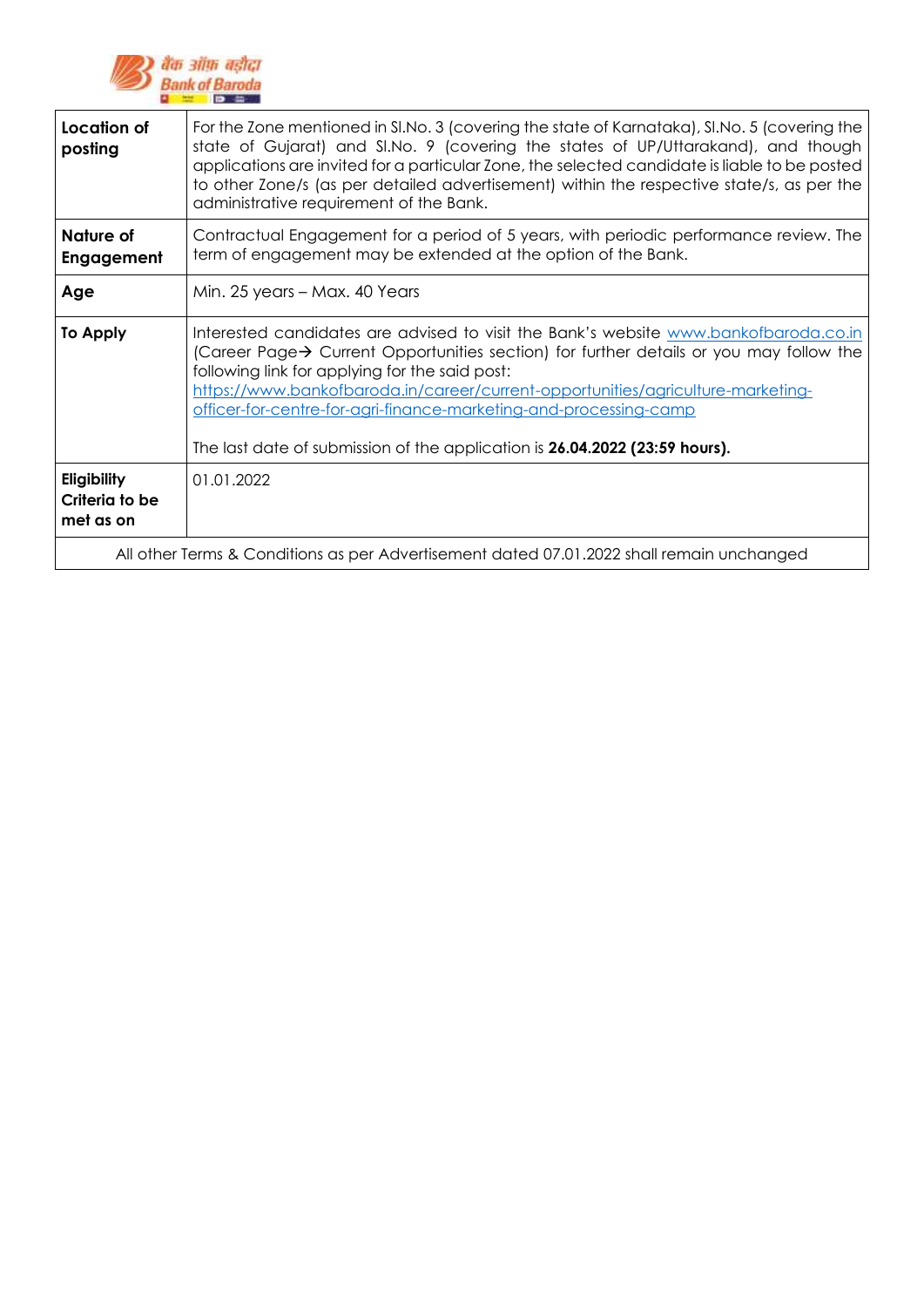| | |
|---|---|
| **Location of posting** | For the Zone mentioned in Sl.No. 3 (covering the state of Karnataka), Sl.No. 5 (covering the state of Gujarat) and Sl.No. 9 (covering the states of UP/Uttarakand), and though applications are invited for a particular Zone, the selected candidate is liable to be posted to other Zone/s (as per detailed advertisement) within the respective state/s, as per the administrative requirement of the Bank. |
| **Nature of Engagement** | Contractual Engagement for a period of 5 years, with periodic performance review. The term of engagement may be extended at the option of the Bank. |
| **Age** | Min. 25 years – Max. 40 Years |
| **To Apply** | Interested candidates are advised to visit the Bank's website www.bankofbaroda.co.in (Career Page→ Current Opportunities section) for further details or you may follow the following link for applying for the said post: https://www.bankofbaroda.in/career/current-opportunities/agriculture-marketing-officer-for-centre-for-agri-finance-marketing-and-processing-camp <br><br> The last date of submission of the application is **26.04.2022 (23:59 hours).** |
| **Eligibility Criteria to be met as on** | 01.01.2022 |
| All other Terms & Conditions as per Advertisement dated 07.01.2022 shall remain unchanged | |